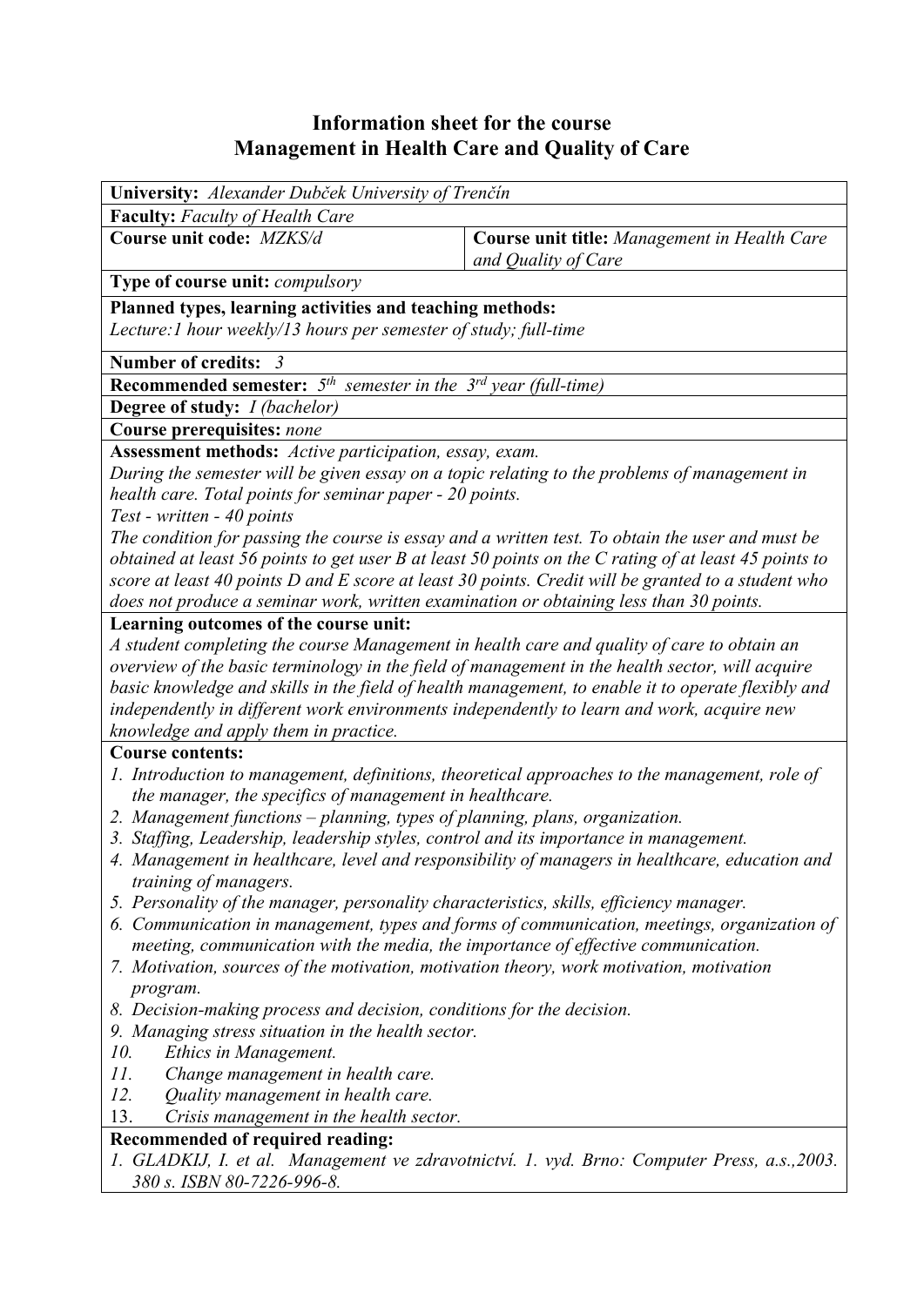# Information sheet for the course
# Management in Health Care and Quality of Care

**University:** *Alexander Dubček University of Trenčín*

**Faculty:** *Faculty of Health Care*

| **Course unit code:** *MZKS/d* | **Course unit title:** *Management in Health Care and Quality of Care* |
|---|---|

**Type of course unit:** *compulsory*

**Planned types, learning activities and teaching methods:**
*Lecture:1 hour weekly/13 hours per semester of study; full-time*

**Number of credits:** *3*

**Recommended semester:** *5th semester in the 3rd year (full-time)*

**Degree of study:** *I (bachelor)*

**Course prerequisites:** *none*

**Assessment methods:** *Active participation, essay, exam.*
*During the semester will be given essay on a topic relating to the problems of management in health care. Total points for seminar paper - 20 points.*
*Test - written - 40 points*
*The condition for passing the course is essay and a written test. To obtain the user and must be obtained at least 56 points to get user B at least 50 points on the C rating of at least 45 points to score at least 40 points D and E score at least 30 points. Credit will be granted to a student who does not produce a seminar work, written examination or obtaining less than 30 points.*

**Learning outcomes of the course unit:**
*A student completing the course Management in health care and quality of care to obtain an overview of the basic terminology in the field of management in the health sector, will acquire basic knowledge and skills in the field of health management, to enable it to operate flexibly and independently in different work environments independently to learn and work, acquire new knowledge and apply them in practice.*

**Course contents:**

1. *Introduction to management, definitions, theoretical approaches to the management, role of the manager, the specifics of management in healthcare.*
2. *Management functions – planning, types of planning, plans, organization.*
3. *Staffing, Leadership, leadership styles, control and its importance in management.*
4. *Management in healthcare, level and responsibility of managers in healthcare, education and training of managers.*
5. *Personality of the manager, personality characteristics, skills, efficiency manager.*
6. *Communication in management, types and forms of communication, meetings, organization of meeting, communication with the media, the importance of effective communication.*
7. *Motivation, sources of the motivation, motivation theory, work motivation, motivation program.*
8. *Decision-making process and decision, conditions for the decision.*
9. *Managing stress situation in the health sector.*
10. *Ethics in Management.*
11. *Change management in health care.*
12. *Quality management in health care.*
13. *Crisis management in the health sector.*

**Recommended of required reading:**

1. *GLADKIJ, I. et al. Management ve zdravotnictví. 1. vyd. Brno: Computer Press, a.s.,2003. 380 s. ISBN 80-7226-996-8.*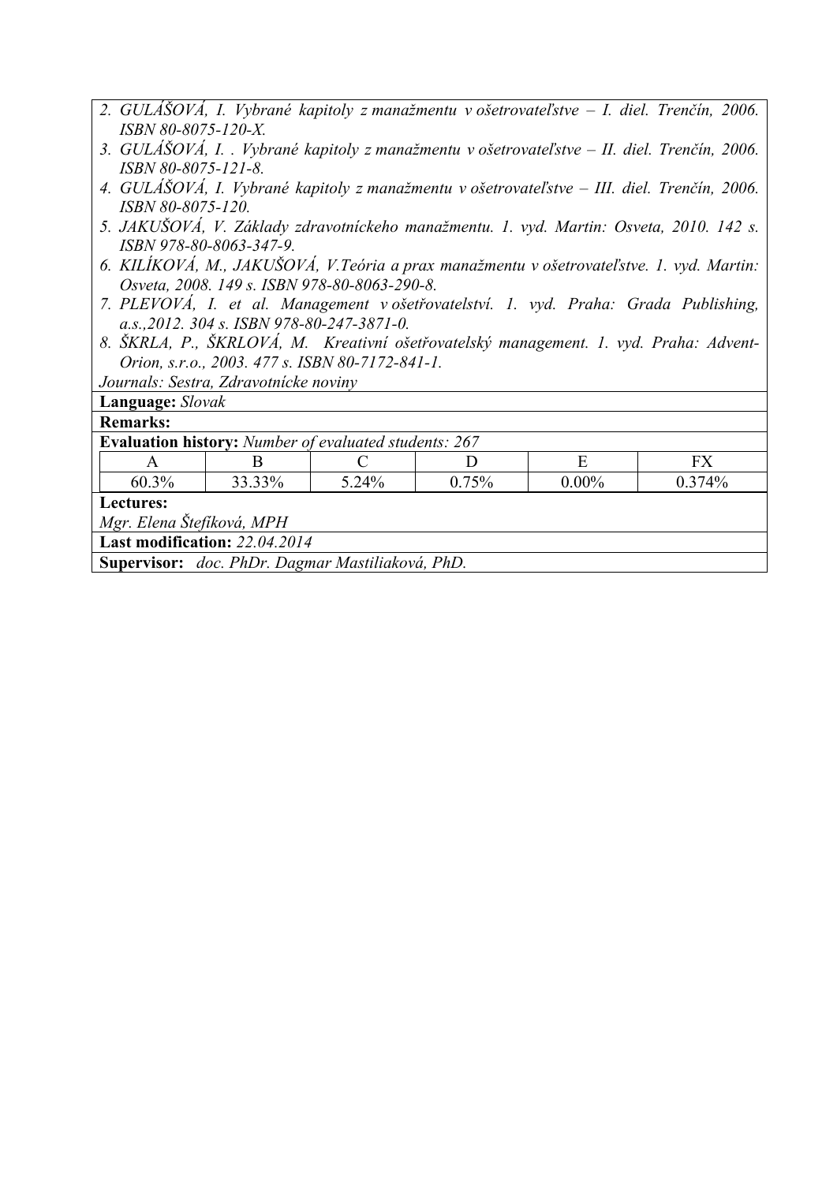2. *GULÁŠOVÁ, I. Vybrané kapitoly z manažmentu v ošetrovateľstve – I. diel. Trenčín, 2006. ISBN 80-8075-120-X.*
3. *GULÁŠOVÁ, I. . Vybrané kapitoly z manažmentu v ošetrovateľstve – II. diel. Trenčín, 2006. ISBN 80-8075-121-8.*
4. *GULÁŠOVÁ, I. Vybrané kapitoly z manažmentu v ošetrovateľstve – III. diel. Trenčín, 2006. ISBN 80-8075-120.*
5. *JAKUŠOVÁ, V. Základy zdravotníckeho manažmentu. 1. vyd. Martin: Osveta, 2010. 142 s. ISBN 978-80-8063-347-9.*
6. *KILÍKOVÁ, M., JAKUŠOVÁ, V.Teória a prax manažmentu v ošetrovateľstve. 1. vyd. Martin: Osveta, 2008. 149 s. ISBN 978-80-8063-290-8.*
7. *PLEVOVÁ, I. et al. Management v ošetřovatelství. 1. vyd. Praha: Grada Publishing, a.s.,2012. 304 s. ISBN 978-80-247-3871-0.*
8. *ŠKRLA, P., ŠKRLOVÁ, M. Kreativní ošetřovatelský management. 1. vyd. Praha: Advent-Orion, s.r.o., 2003. 477 s. ISBN 80-7172-841-1.*

*Journals: Sestra, Zdravotnícke noviny*

**Language:** *Slovak*

**Remarks:**

**Evaluation history:** *Number of evaluated students: 267*

| A | B | C | D | E | FX |
|---|---|---|---|---|---|
| 60.3% | 33.33% | 5.24% | 0.75% | 0.00% | 0.374% |

**Lectures:**

*Mgr. Elena Štefíková, MPH*

**Last modification:** *22.04.2014*

**Supervisor:** *doc. PhDr. Dagmar Mastiliaková, PhD.*